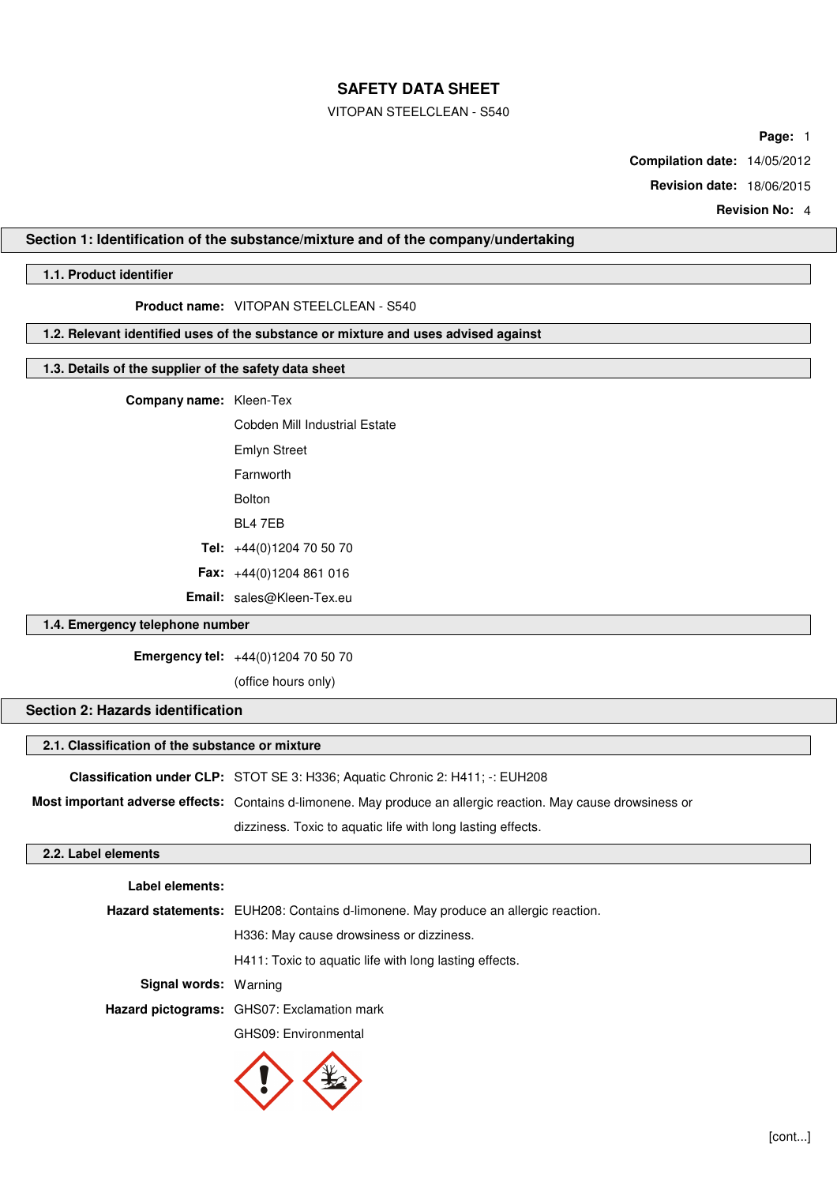# SAFETY DATA SHEET

VITOPAN STEELCLEAN - S540

**Page:** 1

**Compilation date:** 14/05/2012

**Revision date:** 18/06/2015

**Revision No:** 4

## Section 1: Identification of the substance/mixture and of the company/undertaking

### 1.1. Product identifier

**Product name:** VITOPAN STEELCLEAN - S540

### 1.2. Relevant identified uses of the substance or mixture and uses advised against

### 1.3. Details of the supplier of the safety data sheet

**Company name:** Kleen-Tex
Cobden Mill Industrial Estate
Emlyn Street
Farnworth
Bolton
BL4 7EB

**Tel:** +44(0)1204 70 50 70

**Fax:** +44(0)1204 861 016

**Email:** sales@Kleen-Tex.eu

### 1.4. Emergency telephone number

**Emergency tel:** +44(0)1204 70 50 70
(office hours only)

## Section 2: Hazards identification

### 2.1. Classification of the substance or mixture

**Classification under CLP:** STOT SE 3: H336; Aquatic Chronic 2: H411; -: EUH208

**Most important adverse effects:** Contains d-limonene. May produce an allergic reaction. May cause drowsiness or dizziness. Toxic to aquatic life with long lasting effects.

### 2.2. Label elements

**Label elements:**

**Hazard statements:** EUH208: Contains d-limonene. May produce an allergic reaction.
H336: May cause drowsiness or dizziness.
H411: Toxic to aquatic life with long lasting effects.

**Signal words:** Warning

**Hazard pictograms:** GHS07: Exclamation mark
GHS09: Environmental

[cont...]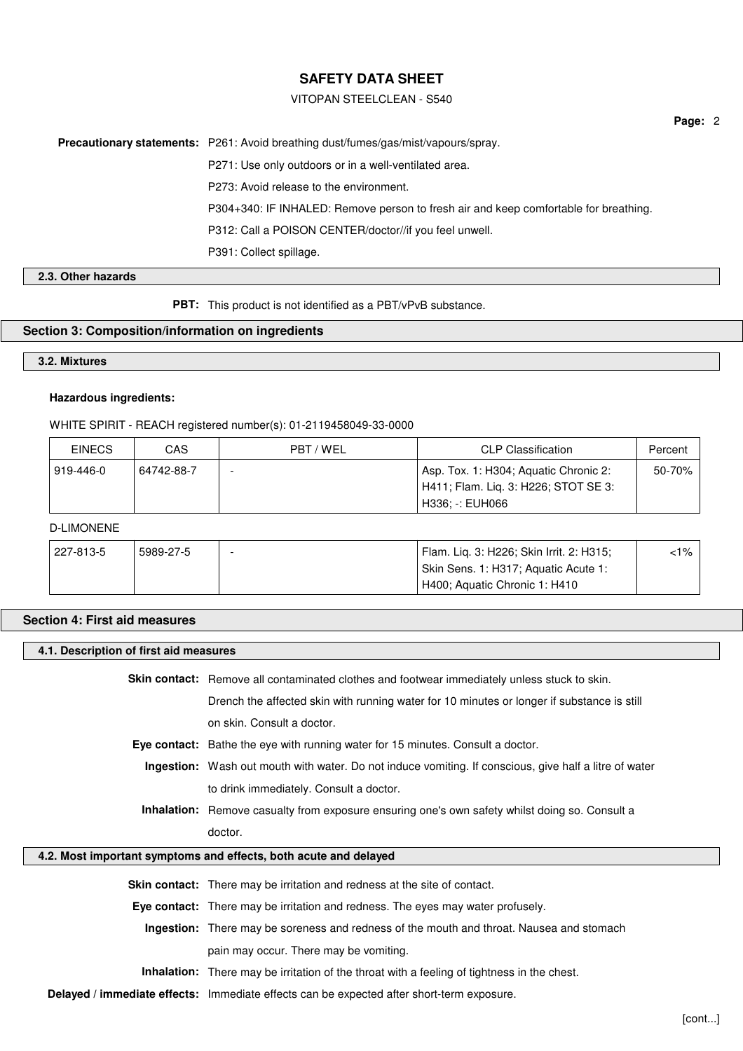**Precautionary statements:** P261: Avoid breathing dust/fumes/gas/mist/vapours/spray.

P271: Use only outdoors or in a well-ventilated area.

P273: Avoid release to the environment.

P304+340: IF INHALED: Remove person to fresh air and keep comfortable for breathing.

P312: Call a POISON CENTER/doctor//if you feel unwell.

P391: Collect spillage.

### 2.3. Other hazards

**PBT:** This product is not identified as a PBT/vPvB substance.

## Section 3: Composition/information on ingredients

### 3.2. Mixtures

**Hazardous ingredients:**

WHITE SPIRIT - REACH registered number(s): 01-2119458049-33-0000

| EINECS | CAS | PBT / WEL | CLP Classification | Percent |
|---|---|---|---|---|
| 919-446-0 | 64742-88-7 | - | Asp. Tox. 1: H304; Aquatic Chronic 2: H411; Flam. Liq. 3: H226; STOT SE 3: H336; -: EUH066 | 50-70% |

D-LIMONENE

| EINECS | CAS | PBT / WEL | CLP Classification | Percent |
|---|---|---|---|---|
| 227-813-5 | 5989-27-5 | - | Flam. Liq. 3: H226; Skin Irrit. 2: H315; Skin Sens. 1: H317; Aquatic Acute 1: H400; Aquatic Chronic 1: H410 | <1% |

## Section 4: First aid measures

### 4.1. Description of first aid measures

**Skin contact:** Remove all contaminated clothes and footwear immediately unless stuck to skin. Drench the affected skin with running water for 10 minutes or longer if substance is still on skin. Consult a doctor.

**Eye contact:** Bathe the eye with running water for 15 minutes. Consult a doctor.

**Ingestion:** Wash out mouth with water. Do not induce vomiting. If conscious, give half a litre of water to drink immediately. Consult a doctor.

**Inhalation:** Remove casualty from exposure ensuring one's own safety whilst doing so. Consult a doctor.

### 4.2. Most important symptoms and effects, both acute and delayed

**Skin contact:** There may be irritation and redness at the site of contact.

**Eye contact:** There may be irritation and redness. The eyes may water profusely.

**Ingestion:** There may be soreness and redness of the mouth and throat. Nausea and stomach pain may occur. There may be vomiting.

**Inhalation:** There may be irritation of the throat with a feeling of tightness in the chest.

**Delayed / immediate effects:** Immediate effects can be expected after short-term exposure.

[cont...]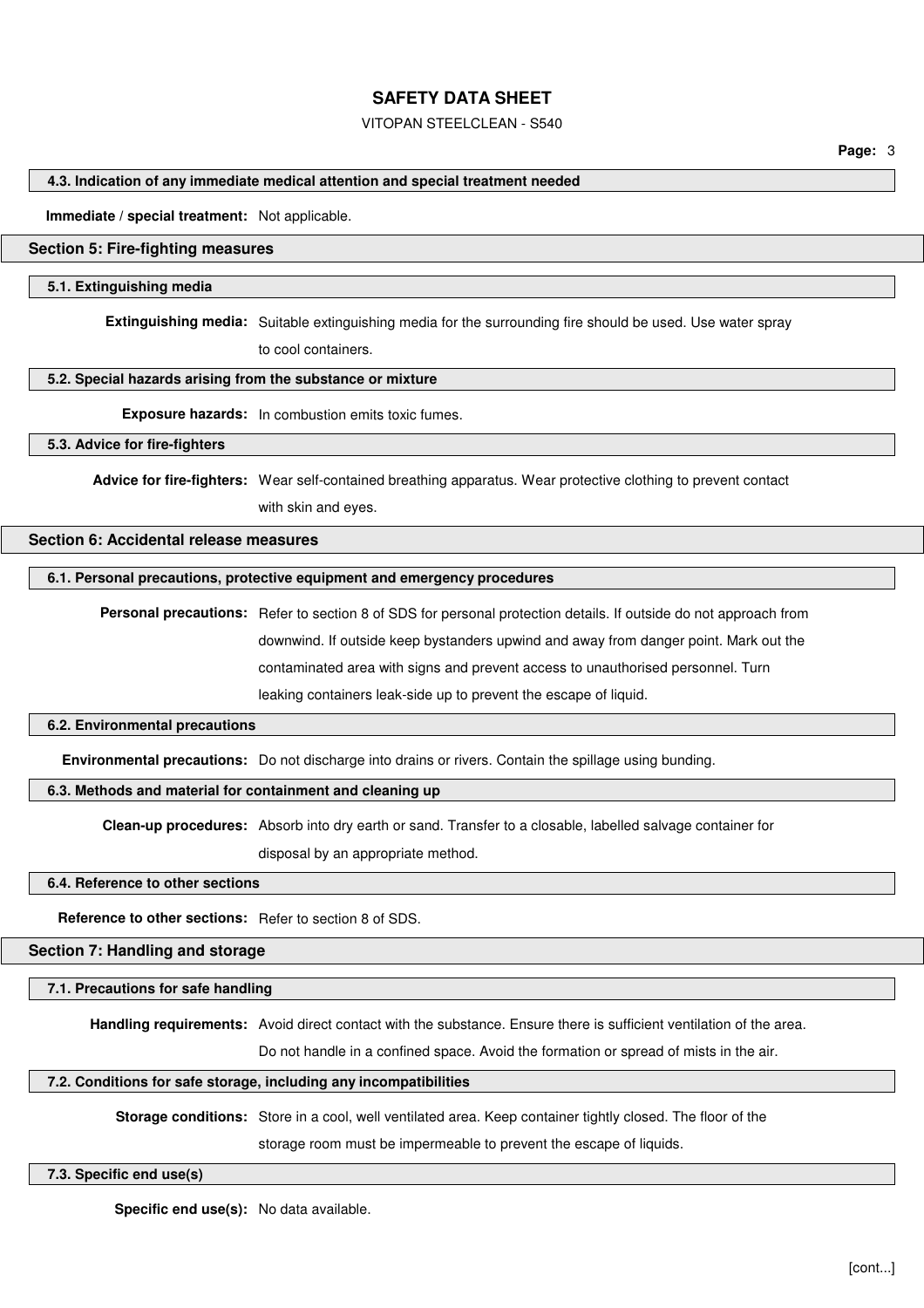### 4.3. Indication of any immediate medical attention and special treatment needed

**Immediate / special treatment:** Not applicable.

## Section 5: Fire-fighting measures

### 5.1. Extinguishing media

**Extinguishing media:** Suitable extinguishing media for the surrounding fire should be used. Use water spray to cool containers.

### 5.2. Special hazards arising from the substance or mixture

**Exposure hazards:** In combustion emits toxic fumes.

### 5.3. Advice for fire-fighters

**Advice for fire-fighters:** Wear self-contained breathing apparatus. Wear protective clothing to prevent contact with skin and eyes.

## Section 6: Accidental release measures

### 6.1. Personal precautions, protective equipment and emergency procedures

**Personal precautions:** Refer to section 8 of SDS for personal protection details. If outside do not approach from downwind. If outside keep bystanders upwind and away from danger point. Mark out the contaminated area with signs and prevent access to unauthorised personnel. Turn leaking containers leak-side up to prevent the escape of liquid.

### 6.2. Environmental precautions

**Environmental precautions:** Do not discharge into drains or rivers. Contain the spillage using bunding.

### 6.3. Methods and material for containment and cleaning up

**Clean-up procedures:** Absorb into dry earth or sand. Transfer to a closable, labelled salvage container for disposal by an appropriate method.

### 6.4. Reference to other sections

**Reference to other sections:** Refer to section 8 of SDS.

## Section 7: Handling and storage

### 7.1. Precautions for safe handling

**Handling requirements:** Avoid direct contact with the substance. Ensure there is sufficient ventilation of the area. Do not handle in a confined space. Avoid the formation or spread of mists in the air.

### 7.2. Conditions for safe storage, including any incompatibilities

**Storage conditions:** Store in a cool, well ventilated area. Keep container tightly closed. The floor of the storage room must be impermeable to prevent the escape of liquids.

### 7.3. Specific end use(s)

**Specific end use(s):** No data available.

[cont...]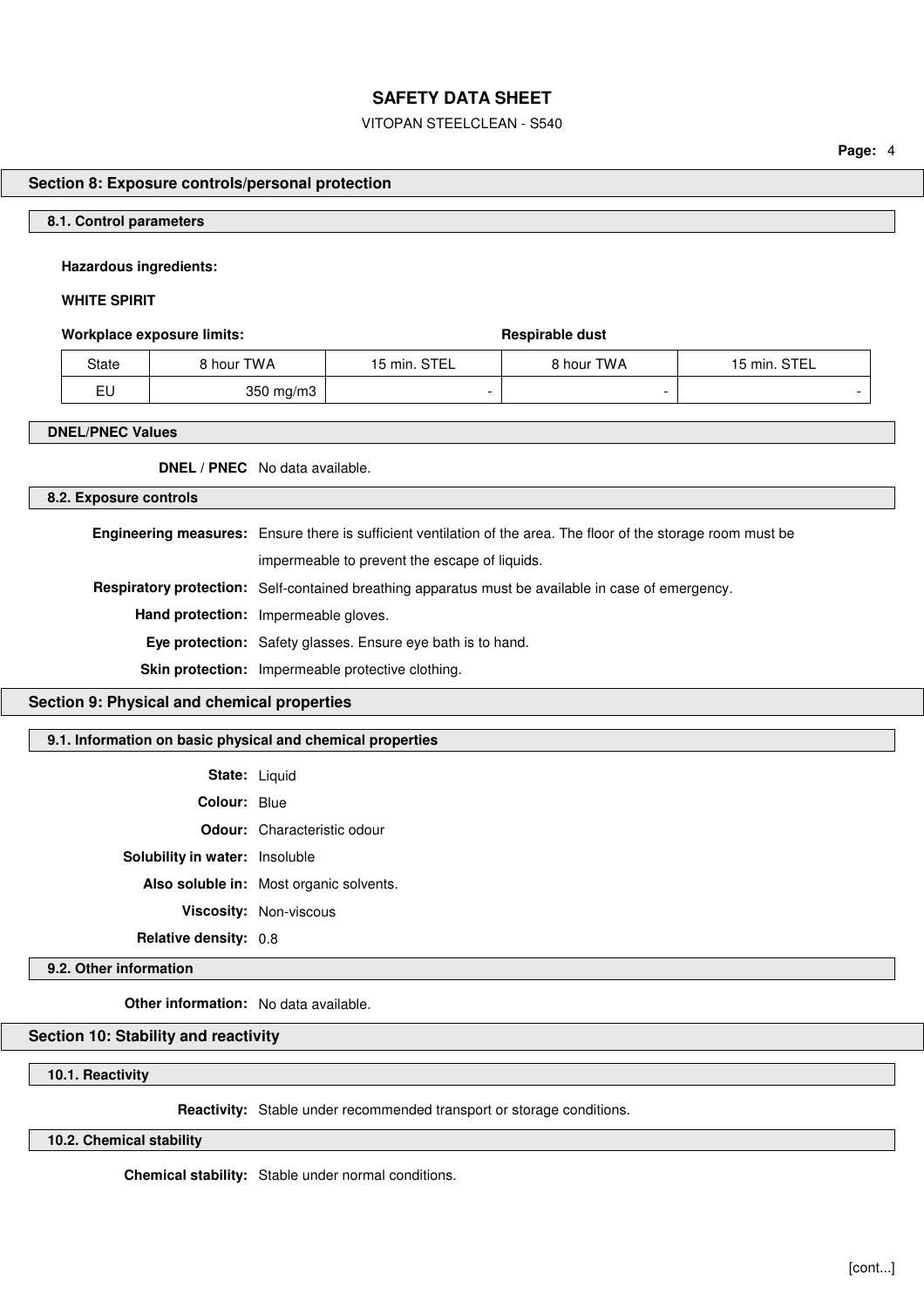## Section 8: Exposure controls/personal protection

### 8.1. Control parameters

**Hazardous ingredients:**

**WHITE SPIRIT**

| **Workplace exposure limits:** | | | **Respirable dust** | |
|---|---|---|---|---|
| State | 8 hour TWA | 15 min. STEL | 8 hour TWA | 15 min. STEL |
| EU | 350 mg/m3 | - | - | - |

### DNEL/PNEC Values

**DNEL / PNEC** No data available.

### 8.2. Exposure controls

**Engineering measures:** Ensure there is sufficient ventilation of the area. The floor of the storage room must be impermeable to prevent the escape of liquids.

**Respiratory protection:** Self-contained breathing apparatus must be available in case of emergency.

**Hand protection:** Impermeable gloves.

**Eye protection:** Safety glasses. Ensure eye bath is to hand.

**Skin protection:** Impermeable protective clothing.

## Section 9: Physical and chemical properties

### 9.1. Information on basic physical and chemical properties

**State:** Liquid

**Colour:** Blue

**Odour:** Characteristic odour

**Solubility in water:** Insoluble

**Also soluble in:** Most organic solvents.

**Viscosity:** Non-viscous

**Relative density:** 0.8

### 9.2. Other information

**Other information:** No data available.

## Section 10: Stability and reactivity

### 10.1. Reactivity

**Reactivity:** Stable under recommended transport or storage conditions.

### 10.2. Chemical stability

**Chemical stability:** Stable under normal conditions.

[cont...]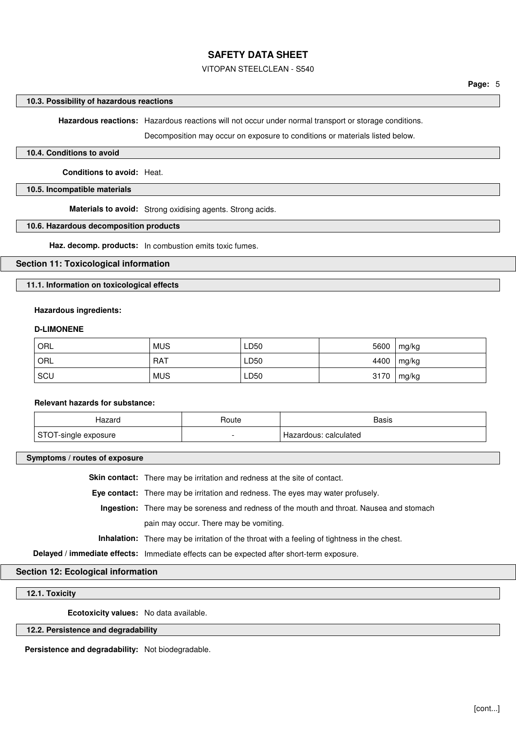#### 10.3. Possibility of hazardous reactions

**Hazardous reactions:** Hazardous reactions will not occur under normal transport or storage conditions.

Decomposition may occur on exposure to conditions or materials listed below.

#### 10.4. Conditions to avoid

**Conditions to avoid:** Heat.

#### 10.5. Incompatible materials

**Materials to avoid:** Strong oxidising agents. Strong acids.

#### 10.6. Hazardous decomposition products

**Haz. decomp. products:** In combustion emits toxic fumes.

## Section 11: Toxicological information

#### 11.1. Information on toxicological effects

**Hazardous ingredients:**

**D-LIMONENE**

| | | | | |
|---|---|---|---|---|
| ORL | MUS | LD50 | 5600 | mg/kg |
| ORL | RAT | LD50 | 4400 | mg/kg |
| SCU | MUS | LD50 | 3170 | mg/kg |

**Relevant hazards for substance:**

| Hazard | Route | Basis |
|---|---|---|
| STOT-single exposure | - | Hazardous: calculated |

#### Symptoms / routes of exposure

**Skin contact:** There may be irritation and redness at the site of contact.

**Eye contact:** There may be irritation and redness. The eyes may water profusely.

**Ingestion:** There may be soreness and redness of the mouth and throat. Nausea and stomach pain may occur. There may be vomiting.

**Inhalation:** There may be irritation of the throat with a feeling of tightness in the chest.

**Delayed / immediate effects:** Immediate effects can be expected after short-term exposure.

## Section 12: Ecological information

#### 12.1. Toxicity

**Ecotoxicity values:** No data available.

#### 12.2. Persistence and degradability

**Persistence and degradability:** Not biodegradable.

[cont...]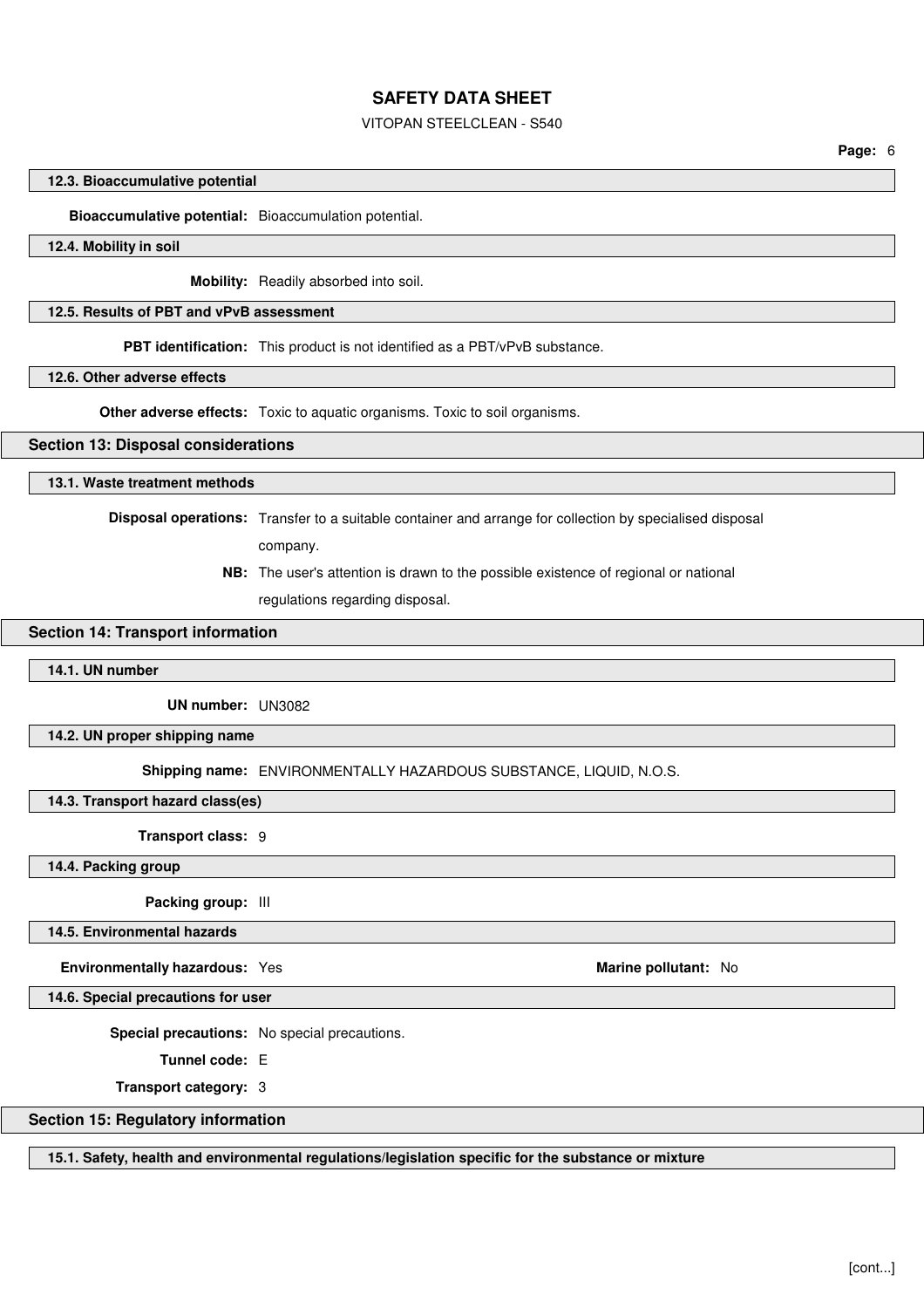### 12.3. Bioaccumulative potential

**Bioaccumulative potential:** Bioaccumulation potential.

### 12.4. Mobility in soil

**Mobility:** Readily absorbed into soil.

### 12.5. Results of PBT and vPvB assessment

**PBT identification:** This product is not identified as a PBT/vPvB substance.

### 12.6. Other adverse effects

**Other adverse effects:** Toxic to aquatic organisms. Toxic to soil organisms.

## Section 13: Disposal considerations

### 13.1. Waste treatment methods

**Disposal operations:** Transfer to a suitable container and arrange for collection by specialised disposal company.

**NB:** The user's attention is drawn to the possible existence of regional or national regulations regarding disposal.

## Section 14: Transport information

### 14.1. UN number

**UN number:** UN3082

### 14.2. UN proper shipping name

**Shipping name:** ENVIRONMENTALLY HAZARDOUS SUBSTANCE, LIQUID, N.O.S.

### 14.3. Transport hazard class(es)

**Transport class:** 9

### 14.4. Packing group

**Packing group:** III

### 14.5. Environmental hazards

**Environmentally hazardous:** Yes

**Marine pollutant:** No

### 14.6. Special precautions for user

**Special precautions:** No special precautions.

**Tunnel code:** E

**Transport category:** 3

## Section 15: Regulatory information

### 15.1. Safety, health and environmental regulations/legislation specific for the substance or mixture

[cont...]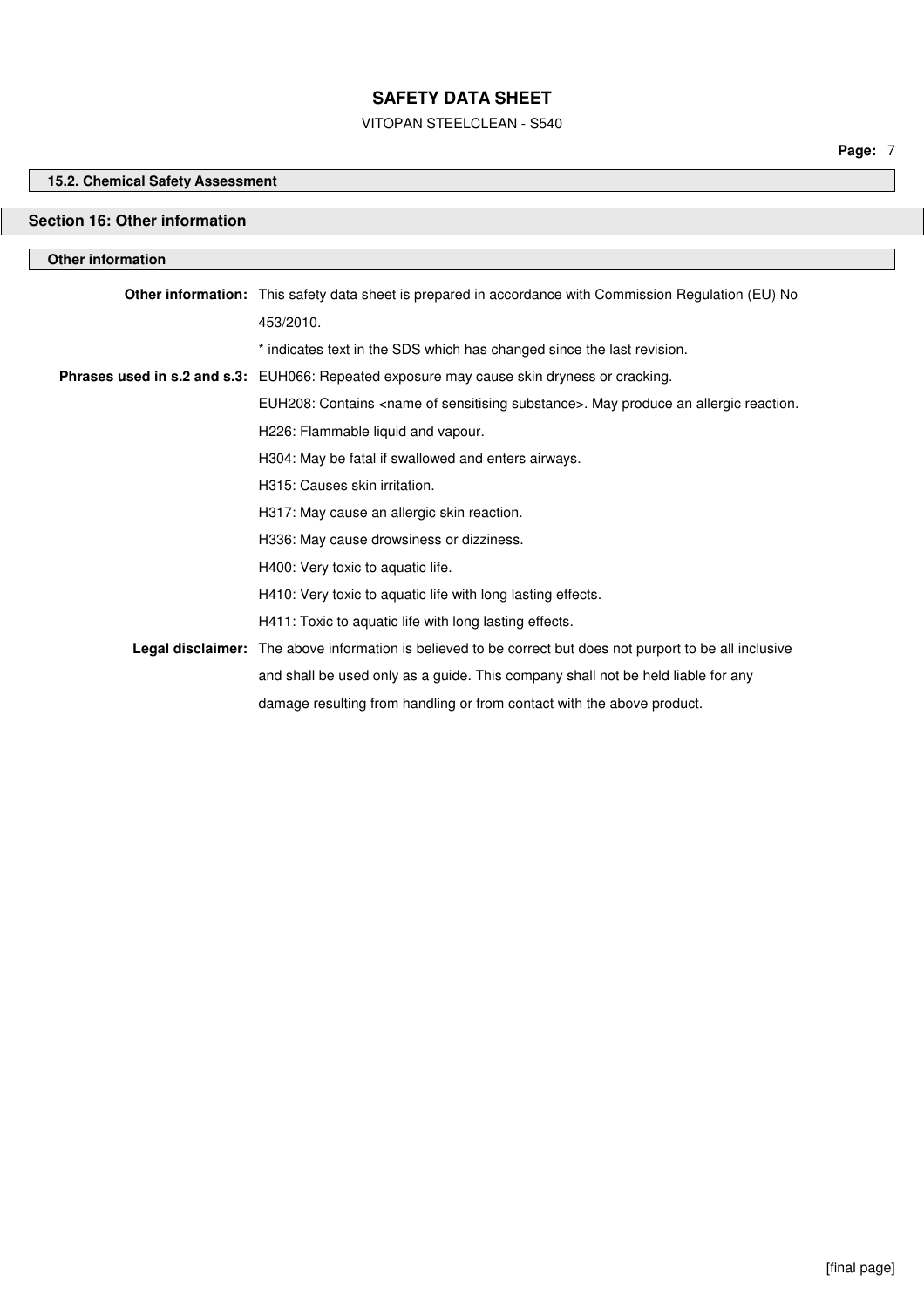### 15.2. Chemical Safety Assessment

## Section 16: Other information

### Other information

**Other information:** This safety data sheet is prepared in accordance with Commission Regulation (EU) No 453/2010.

* indicates text in the SDS which has changed since the last revision.

**Phrases used in s.2 and s.3:** EUH066: Repeated exposure may cause skin dryness or cracking.

EUH208: Contains <name of sensitising substance>. May produce an allergic reaction.

H226: Flammable liquid and vapour.

H304: May be fatal if swallowed and enters airways.

H315: Causes skin irritation.

H317: May cause an allergic skin reaction.

H336: May cause drowsiness or dizziness.

H400: Very toxic to aquatic life.

H410: Very toxic to aquatic life with long lasting effects.

H411: Toxic to aquatic life with long lasting effects.

**Legal disclaimer:** The above information is believed to be correct but does not purport to be all inclusive and shall be used only as a guide. This company shall not be held liable for any damage resulting from handling or from contact with the above product.

[final page]